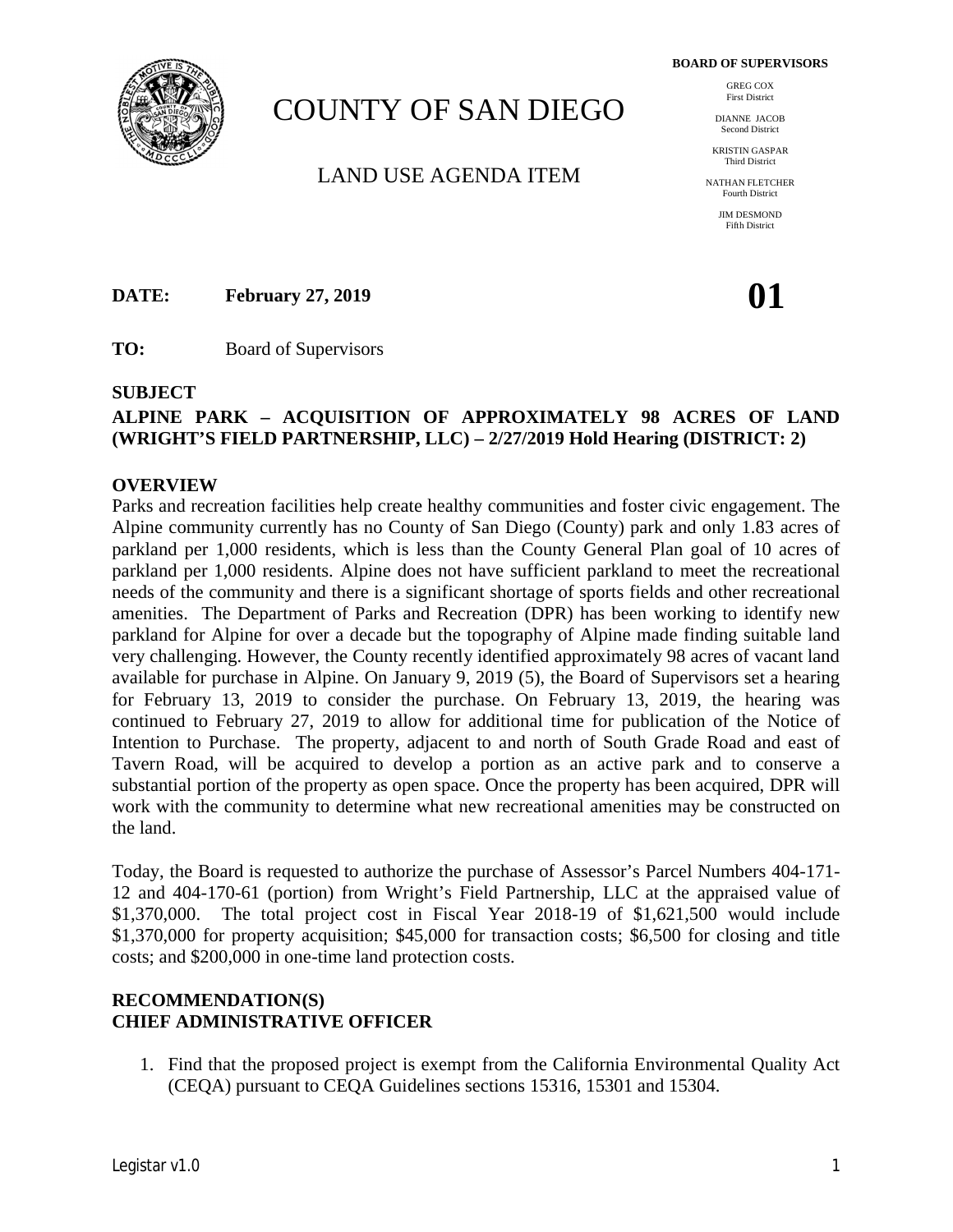# COUNTY OF SAN DIEGO

## LAND USE AGENDA ITEM

**BOARD OF SUPERVISORS**

GREG COX
First District

DIANNE JACOB
Second District

KRISTIN GASPAR
Third District

NATHAN FLETCHER
Fourth District

JIM DESMOND
Fifth District

**DATE:** **February 27, 2019**

**01**

**TO:** Board of Supervisors

**SUBJECT**

**ALPINE PARK – ACQUISITION OF APPROXIMATELY 98 ACRES OF LAND (WRIGHT'S FIELD PARTNERSHIP, LLC) – 2/27/2019 Hold Hearing (DISTRICT: 2)**

**OVERVIEW**

Parks and recreation facilities help create healthy communities and foster civic engagement. The Alpine community currently has no County of San Diego (County) park and only 1.83 acres of parkland per 1,000 residents, which is less than the County General Plan goal of 10 acres of parkland per 1,000 residents. Alpine does not have sufficient parkland to meet the recreational needs of the community and there is a significant shortage of sports fields and other recreational amenities. The Department of Parks and Recreation (DPR) has been working to identify new parkland for Alpine for over a decade but the topography of Alpine made finding suitable land very challenging. However, the County recently identified approximately 98 acres of vacant land available for purchase in Alpine. On January 9, 2019 (5), the Board of Supervisors set a hearing for February 13, 2019 to consider the purchase. On February 13, 2019, the hearing was continued to February 27, 2019 to allow for additional time for publication of the Notice of Intention to Purchase. The property, adjacent to and north of South Grade Road and east of Tavern Road, will be acquired to develop a portion as an active park and to conserve a substantial portion of the property as open space. Once the property has been acquired, DPR will work with the community to determine what new recreational amenities may be constructed on the land.

Today, the Board is requested to authorize the purchase of Assessor's Parcel Numbers 404-171-12 and 404-170-61 (portion) from Wright's Field Partnership, LLC at the appraised value of $1,370,000. The total project cost in Fiscal Year 2018-19 of $1,621,500 would include $1,370,000 for property acquisition; $45,000 for transaction costs; $6,500 for closing and title costs; and $200,000 in one-time land protection costs.

**RECOMMENDATION(S)**
**CHIEF ADMINISTRATIVE OFFICER**

1. Find that the proposed project is exempt from the California Environmental Quality Act (CEQA) pursuant to CEQA Guidelines sections 15316, 15301 and 15304.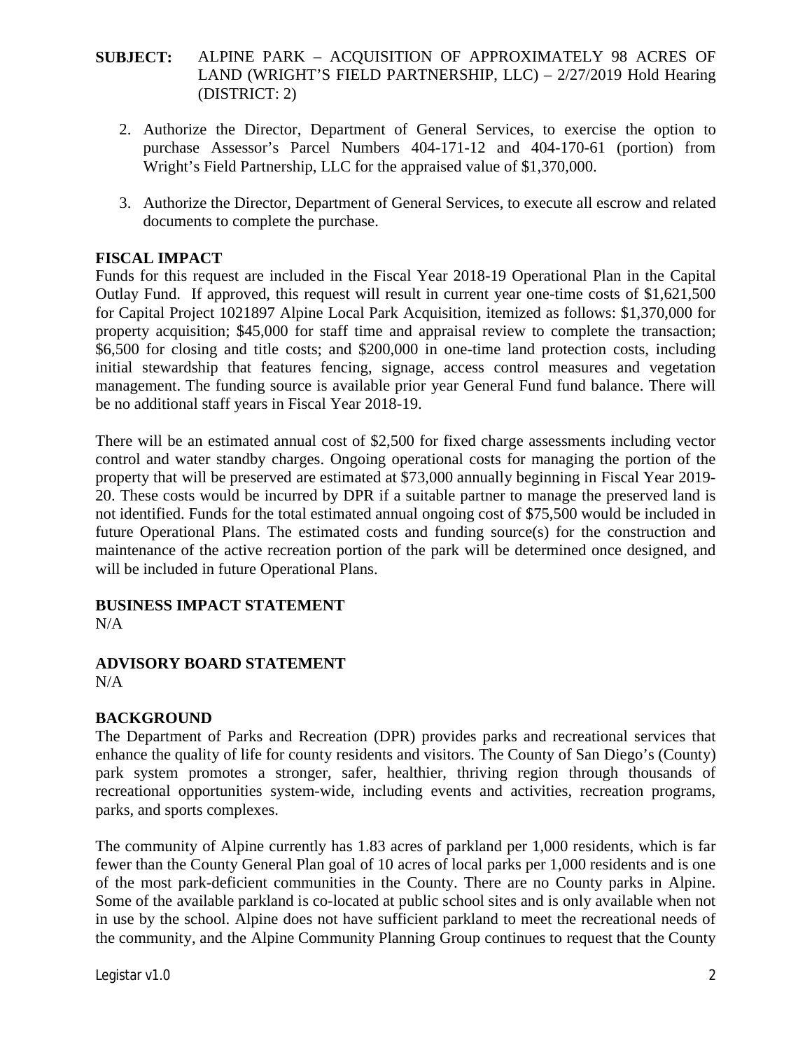**SUBJECT:** ALPINE PARK – ACQUISITION OF APPROXIMATELY 98 ACRES OF LAND (WRIGHT'S FIELD PARTNERSHIP, LLC) – 2/27/2019 Hold Hearing (DISTRICT: 2)

2. Authorize the Director, Department of General Services, to exercise the option to purchase Assessor's Parcel Numbers 404-171-12 and 404-170-61 (portion) from Wright's Field Partnership, LLC for the appraised value of $1,370,000.

3. Authorize the Director, Department of General Services, to execute all escrow and related documents to complete the purchase.

## FISCAL IMPACT

Funds for this request are included in the Fiscal Year 2018-19 Operational Plan in the Capital Outlay Fund. If approved, this request will result in current year one-time costs of $1,621,500 for Capital Project 1021897 Alpine Local Park Acquisition, itemized as follows: $1,370,000 for property acquisition; $45,000 for staff time and appraisal review to complete the transaction; $6,500 for closing and title costs; and $200,000 in one-time land protection costs, including initial stewardship that features fencing, signage, access control measures and vegetation management. The funding source is available prior year General Fund fund balance. There will be no additional staff years in Fiscal Year 2018-19.

There will be an estimated annual cost of $2,500 for fixed charge assessments including vector control and water standby charges. Ongoing operational costs for managing the portion of the property that will be preserved are estimated at $73,000 annually beginning in Fiscal Year 2019-20. These costs would be incurred by DPR if a suitable partner to manage the preserved land is not identified. Funds for the total estimated annual ongoing cost of $75,500 would be included in future Operational Plans. The estimated costs and funding source(s) for the construction and maintenance of the active recreation portion of the park will be determined once designed, and will be included in future Operational Plans.

## BUSINESS IMPACT STATEMENT

N/A

## ADVISORY BOARD STATEMENT

N/A

## BACKGROUND

The Department of Parks and Recreation (DPR) provides parks and recreational services that enhance the quality of life for county residents and visitors. The County of San Diego's (County) park system promotes a stronger, safer, healthier, thriving region through thousands of recreational opportunities system-wide, including events and activities, recreation programs, parks, and sports complexes.

The community of Alpine currently has 1.83 acres of parkland per 1,000 residents, which is far fewer than the County General Plan goal of 10 acres of local parks per 1,000 residents and is one of the most park-deficient communities in the County. There are no County parks in Alpine. Some of the available parkland is co-located at public school sites and is only available when not in use by the school. Alpine does not have sufficient parkland to meet the recreational needs of the community, and the Alpine Community Planning Group continues to request that the County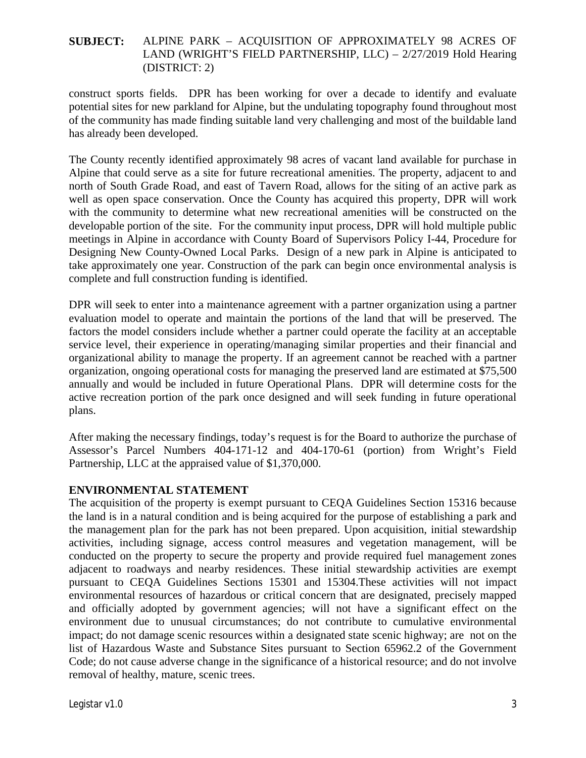**SUBJECT:** ALPINE PARK – ACQUISITION OF APPROXIMATELY 98 ACRES OF LAND (WRIGHT'S FIELD PARTNERSHIP, LLC) – 2/27/2019 Hold Hearing (DISTRICT: 2)

construct sports fields. DPR has been working for over a decade to identify and evaluate potential sites for new parkland for Alpine, but the undulating topography found throughout most of the community has made finding suitable land very challenging and most of the buildable land has already been developed.

The County recently identified approximately 98 acres of vacant land available for purchase in Alpine that could serve as a site for future recreational amenities. The property, adjacent to and north of South Grade Road, and east of Tavern Road, allows for the siting of an active park as well as open space conservation. Once the County has acquired this property, DPR will work with the community to determine what new recreational amenities will be constructed on the developable portion of the site. For the community input process, DPR will hold multiple public meetings in Alpine in accordance with County Board of Supervisors Policy I-44, Procedure for Designing New County-Owned Local Parks. Design of a new park in Alpine is anticipated to take approximately one year. Construction of the park can begin once environmental analysis is complete and full construction funding is identified.

DPR will seek to enter into a maintenance agreement with a partner organization using a partner evaluation model to operate and maintain the portions of the land that will be preserved. The factors the model considers include whether a partner could operate the facility at an acceptable service level, their experience in operating/managing similar properties and their financial and organizational ability to manage the property. If an agreement cannot be reached with a partner organization, ongoing operational costs for managing the preserved land are estimated at $75,500 annually and would be included in future Operational Plans. DPR will determine costs for the active recreation portion of the park once designed and will seek funding in future operational plans.

After making the necessary findings, today's request is for the Board to authorize the purchase of Assessor's Parcel Numbers 404-171-12 and 404-170-61 (portion) from Wright's Field Partnership, LLC at the appraised value of $1,370,000.

## ENVIRONMENTAL STATEMENT

The acquisition of the property is exempt pursuant to CEQA Guidelines Section 15316 because the land is in a natural condition and is being acquired for the purpose of establishing a park and the management plan for the park has not been prepared. Upon acquisition, initial stewardship activities, including signage, access control measures and vegetation management, will be conducted on the property to secure the property and provide required fuel management zones adjacent to roadways and nearby residences. These initial stewardship activities are exempt pursuant to CEQA Guidelines Sections 15301 and 15304.These activities will not impact environmental resources of hazardous or critical concern that are designated, precisely mapped and officially adopted by government agencies; will not have a significant effect on the environment due to unusual circumstances; do not contribute to cumulative environmental impact; do not damage scenic resources within a designated state scenic highway; are not on the list of Hazardous Waste and Substance Sites pursuant to Section 65962.2 of the Government Code; do not cause adverse change in the significance of a historical resource; and do not involve removal of healthy, mature, scenic trees.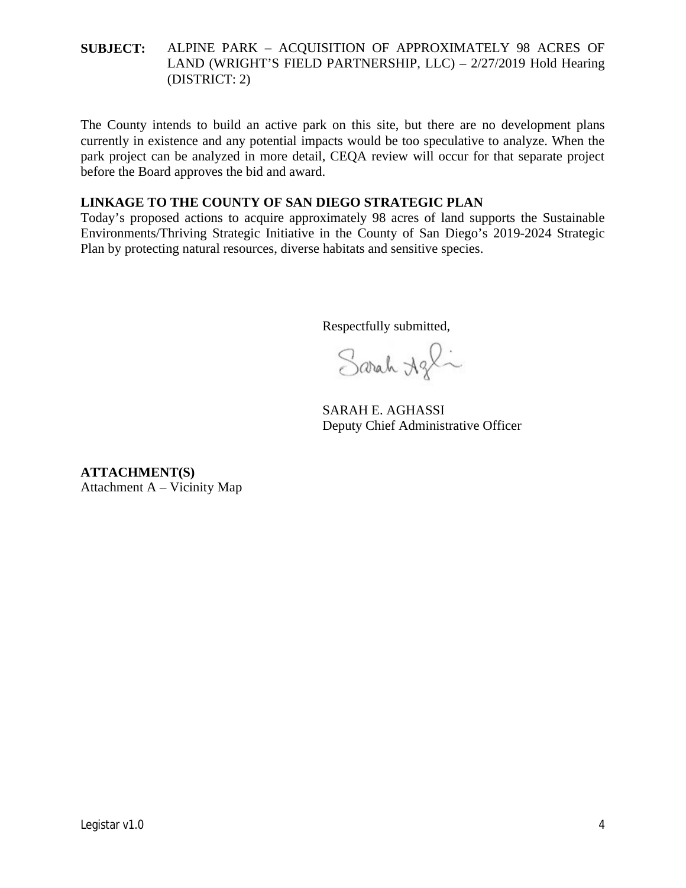**SUBJECT:** ALPINE PARK – ACQUISITION OF APPROXIMATELY 98 ACRES OF LAND (WRIGHT'S FIELD PARTNERSHIP, LLC) – 2/27/2019 Hold Hearing (DISTRICT: 2)

The County intends to build an active park on this site, but there are no development plans currently in existence and any potential impacts would be too speculative to analyze. When the park project can be analyzed in more detail, CEQA review will occur for that separate project before the Board approves the bid and award.

**LINKAGE TO THE COUNTY OF SAN DIEGO STRATEGIC PLAN**

Today's proposed actions to acquire approximately 98 acres of land supports the Sustainable Environments/Thriving Strategic Initiative in the County of San Diego's 2019-2024 Strategic Plan by protecting natural resources, diverse habitats and sensitive species.

Respectfully submitted,

SARAH E. AGHASSI
Deputy Chief Administrative Officer

**ATTACHMENT(S)**

Attachment A – Vicinity Map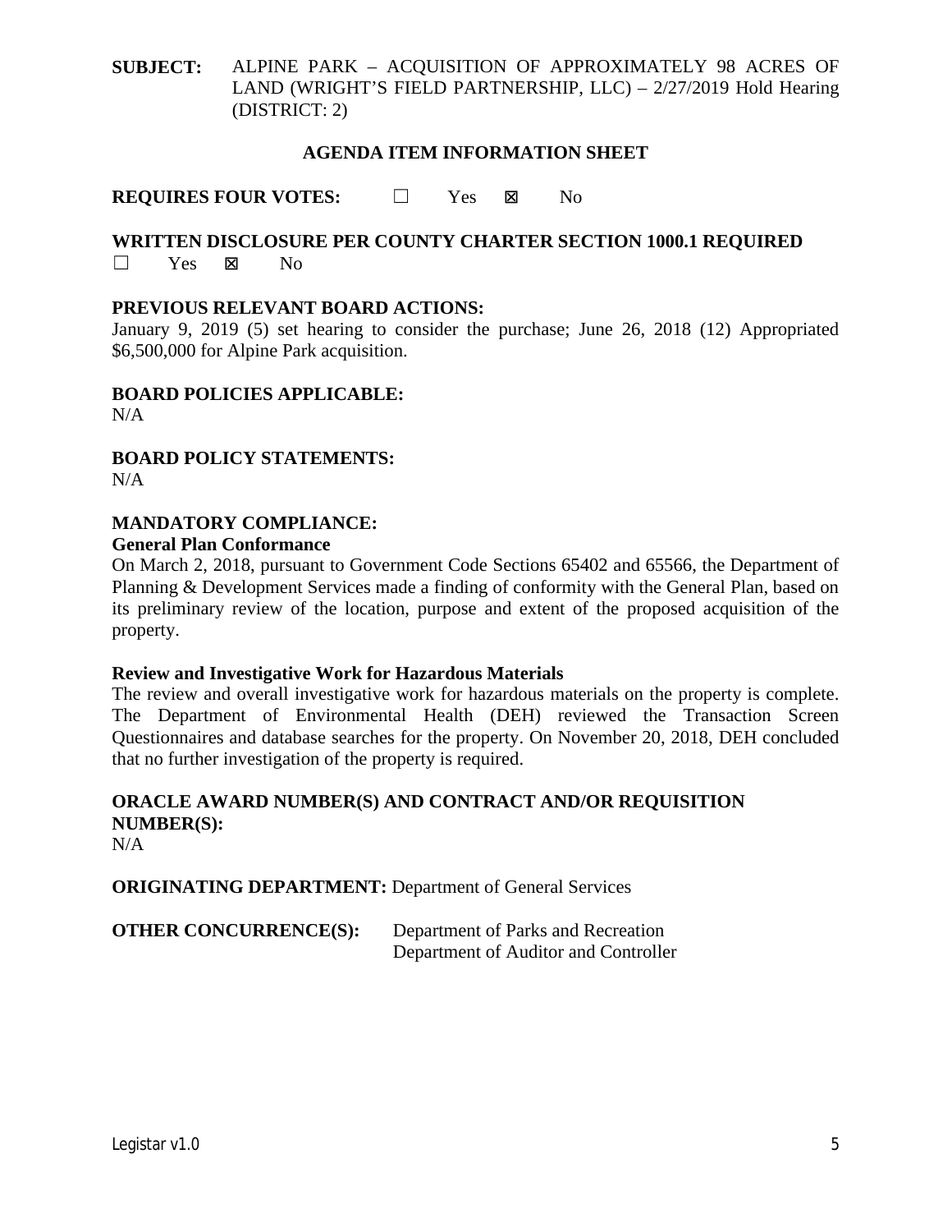**SUBJECT:** ALPINE PARK – ACQUISITION OF APPROXIMATELY 98 ACRES OF LAND (WRIGHT'S FIELD PARTNERSHIP, LLC) – 2/27/2019 Hold Hearing (DISTRICT: 2)

## AGENDA ITEM INFORMATION SHEET

**REQUIRES FOUR VOTES:** ☐ Yes ☒ No

**WRITTEN DISCLOSURE PER COUNTY CHARTER SECTION 1000.1 REQUIRED**
☐ Yes ☒ No

**PREVIOUS RELEVANT BOARD ACTIONS:**
January 9, 2019 (5) set hearing to consider the purchase; June 26, 2018 (12) Appropriated $6,500,000 for Alpine Park acquisition.

**BOARD POLICIES APPLICABLE:**
N/A

**BOARD POLICY STATEMENTS:**
N/A

**MANDATORY COMPLIANCE:**

**General Plan Conformance**
On March 2, 2018, pursuant to Government Code Sections 65402 and 65566, the Department of Planning & Development Services made a finding of conformity with the General Plan, based on its preliminary review of the location, purpose and extent of the proposed acquisition of the property.

**Review and Investigative Work for Hazardous Materials**
The review and overall investigative work for hazardous materials on the property is complete. The Department of Environmental Health (DEH) reviewed the Transaction Screen Questionnaires and database searches for the property. On November 20, 2018, DEH concluded that no further investigation of the property is required.

**ORACLE AWARD NUMBER(S) AND CONTRACT AND/OR REQUISITION NUMBER(S):**
N/A

**ORIGINATING DEPARTMENT:** Department of General Services

**OTHER CONCURRENCE(S):** Department of Parks and Recreation
Department of Auditor and Controller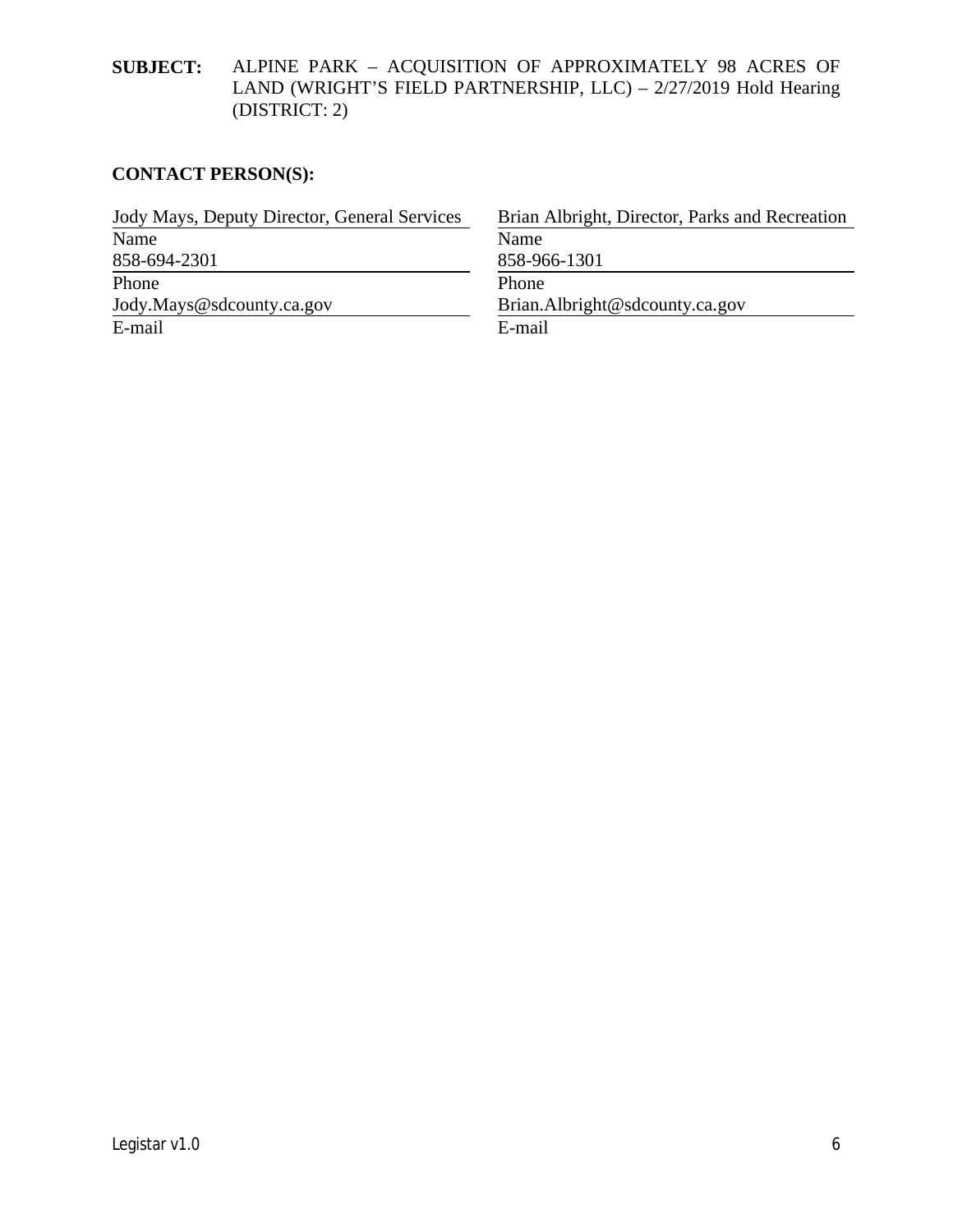**SUBJECT:** ALPINE PARK – ACQUISITION OF APPROXIMATELY 98 ACRES OF LAND (WRIGHT'S FIELD PARTNERSHIP, LLC) – 2/27/2019 Hold Hearing (DISTRICT: 2)

**CONTACT PERSON(S):**

| | |
|---|---|
| Jody Mays, Deputy Director, General Services | Brian Albright, Director, Parks and Recreation |
| Name | Name |
| 858-694-2301 | 858-966-1301 |
| Phone | Phone |
| Jody.Mays@sdcounty.ca.gov | Brian.Albright@sdcounty.ca.gov |
| E-mail | E-mail |